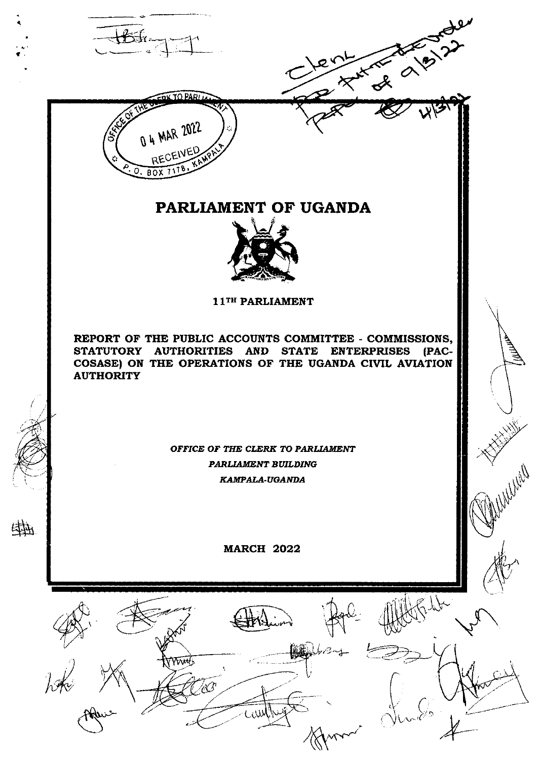# PARLIAMENT OF UGANDA

**11TH PARLIAMENT**

**REPORT OF THE PUBLIC ACCOUNTS COMMITTEE - COMMISSIONS, STATUTORY AUTHORITIES AND STATE ENTERPRISES (PAC-COSASE) ON THE OPERATIONS OF THE UGANDA CIVIL AVIATION AUTHORITY**

***OFFICE OF THE CLERK TO PARLIAMENT***

***PARLIAMENT BUILDING***

***KAMPALA-UGANDA***

**MARCH 2022**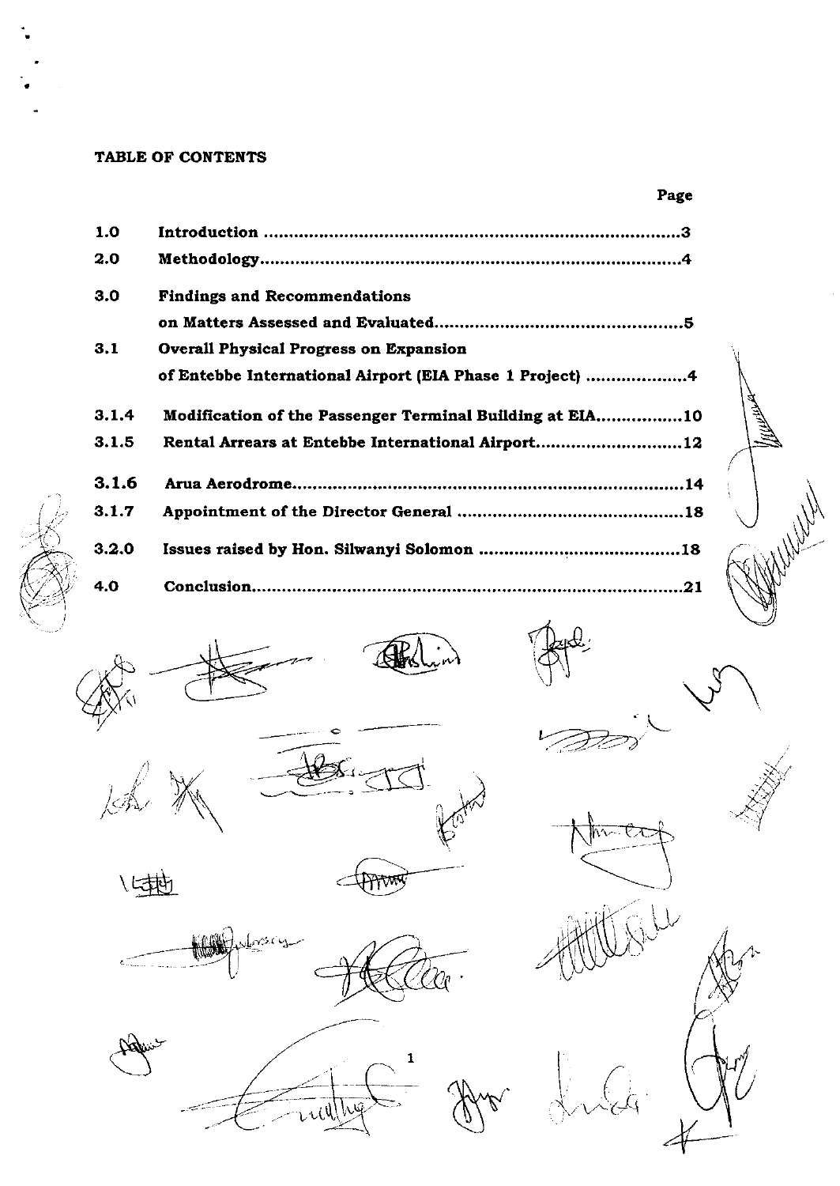**TABLE OF CONTENTS**

| | | Page |
|---|---|---|
| 1.0 | Introduction | 3 |
| 2.0 | Methodology | 4 |
| 3.0 | Findings and Recommendations on Matters Assessed and Evaluated | 5 |
| 3.1 | Overall Physical Progress on Expansion of Entebbe International Airport (EIA Phase 1 Project) | 4 |
| 3.1.4 | Modification of the Passenger Terminal Building at EIA | 10 |
| 3.1.5 | Rental Arrears at Entebbe International Airport | 12 |
| 3.1.6 | Arua Aerodrome | 14 |
| 3.1.7 | Appointment of the Director General | 18 |
| 3.2.0 | Issues raised by Hon. Silwanyi Solomon | 18 |
| 4.0 | Conclusion | 21 |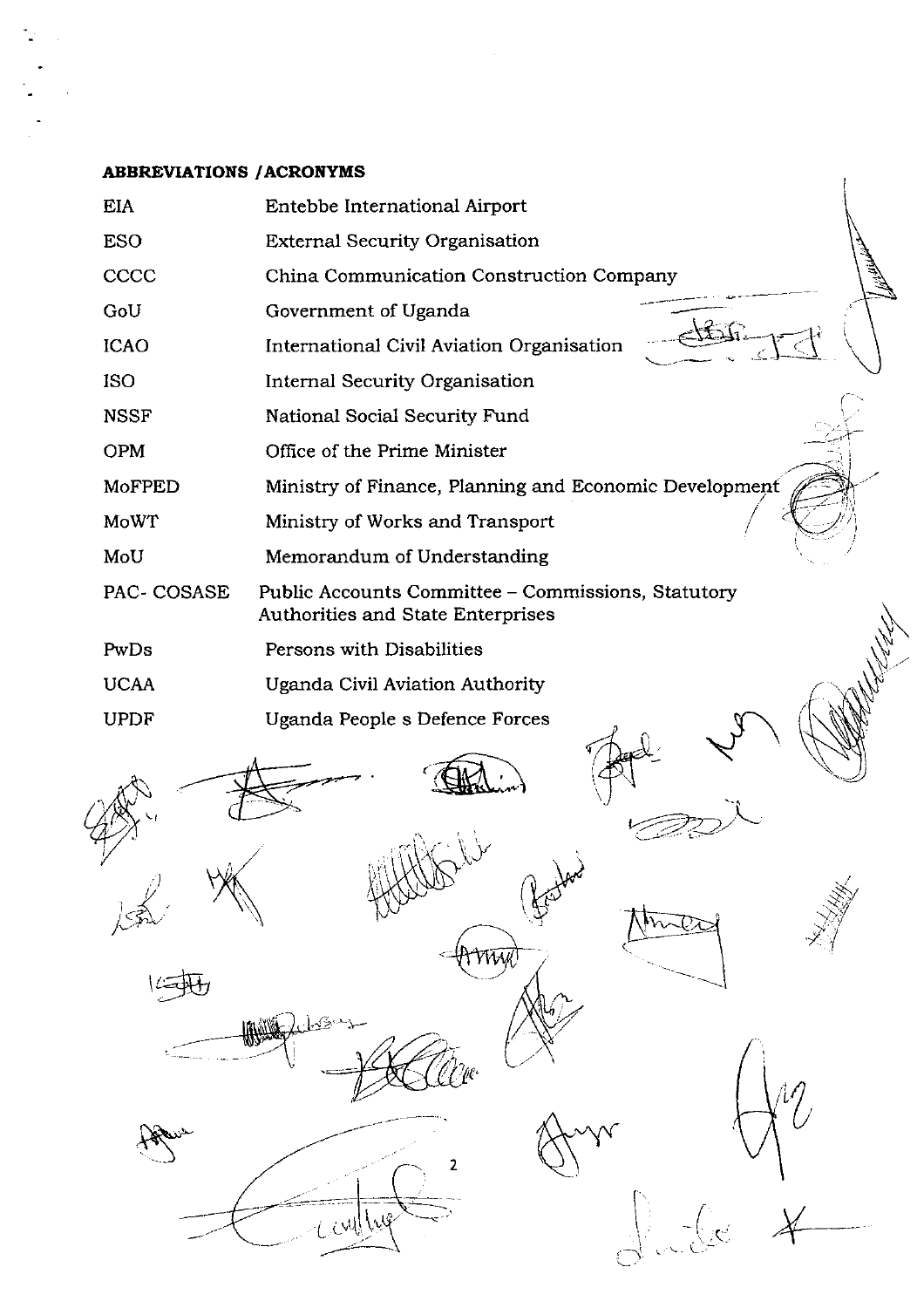**ABBREVIATIONS /ACRONYMS**

| | |
|---|---|
| EIA | Entebbe International Airport |
| ESO | External Security Organisation |
| CCCC | China Communication Construction Company |
| GoU | Government of Uganda |
| ICAO | International Civil Aviation Organisation |
| ISO | Internal Security Organisation |
| NSSF | National Social Security Fund |
| OPM | Office of the Prime Minister |
| MoFPED | Ministry of Finance, Planning and Economic Development |
| MoWT | Ministry of Works and Transport |
| MoU | Memorandum of Understanding |
| PAC- COSASE | Public Accounts Committee – Commissions, Statutory Authorities and State Enterprises |
| PwDs | Persons with Disabilities |
| UCAA | Uganda Civil Aviation Authority |
| UPDF | Uganda People s Defence Forces |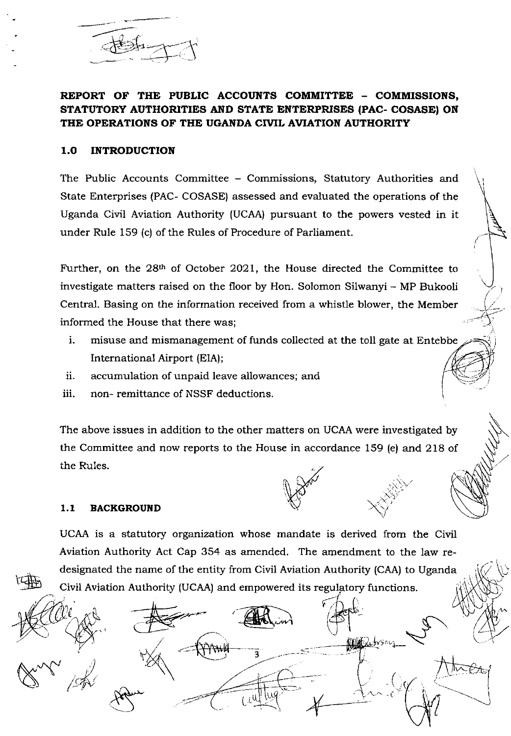**REPORT OF THE PUBLIC ACCOUNTS COMMITTEE – COMMISSIONS, STATUTORY AUTHORITIES AND STATE ENTERPRISES (PAC- COSASE) ON THE OPERATIONS OF THE UGANDA CIVIL AVIATION AUTHORITY**

## 1.0 INTRODUCTION

The Public Accounts Committee – Commissions, Statutory Authorities and State Enterprises (PAC- COSASE) assessed and evaluated the operations of the Uganda Civil Aviation Authority (UCAA) pursuant to the powers vested in it under Rule 159 (c) of the Rules of Procedure of Parliament.

Further, on the 28th of October 2021, the House directed the Committee to investigate matters raised on the floor by Hon. Solomon Silwanyi – MP Bukooli Central. Basing on the information received from a whistle blower, the Member informed the House that there was;

i. misuse and mismanagement of funds collected at the toll gate at Entebbe International Airport (EIA);
ii. accumulation of unpaid leave allowances; and
iii. non- remittance of NSSF deductions.

The above issues in addition to the other matters on UCAA were investigated by the Committee and now reports to the House in accordance 159 (e) and 218 of the Rules.

## 1.1 BACKGROUND

UCAA is a statutory organization whose mandate is derived from the Civil Aviation Authority Act Cap 354 as amended. The amendment to the law re-designated the name of the entity from Civil Aviation Authority (CAA) to Uganda Civil Aviation Authority (UCAA) and empowered its regulatory functions.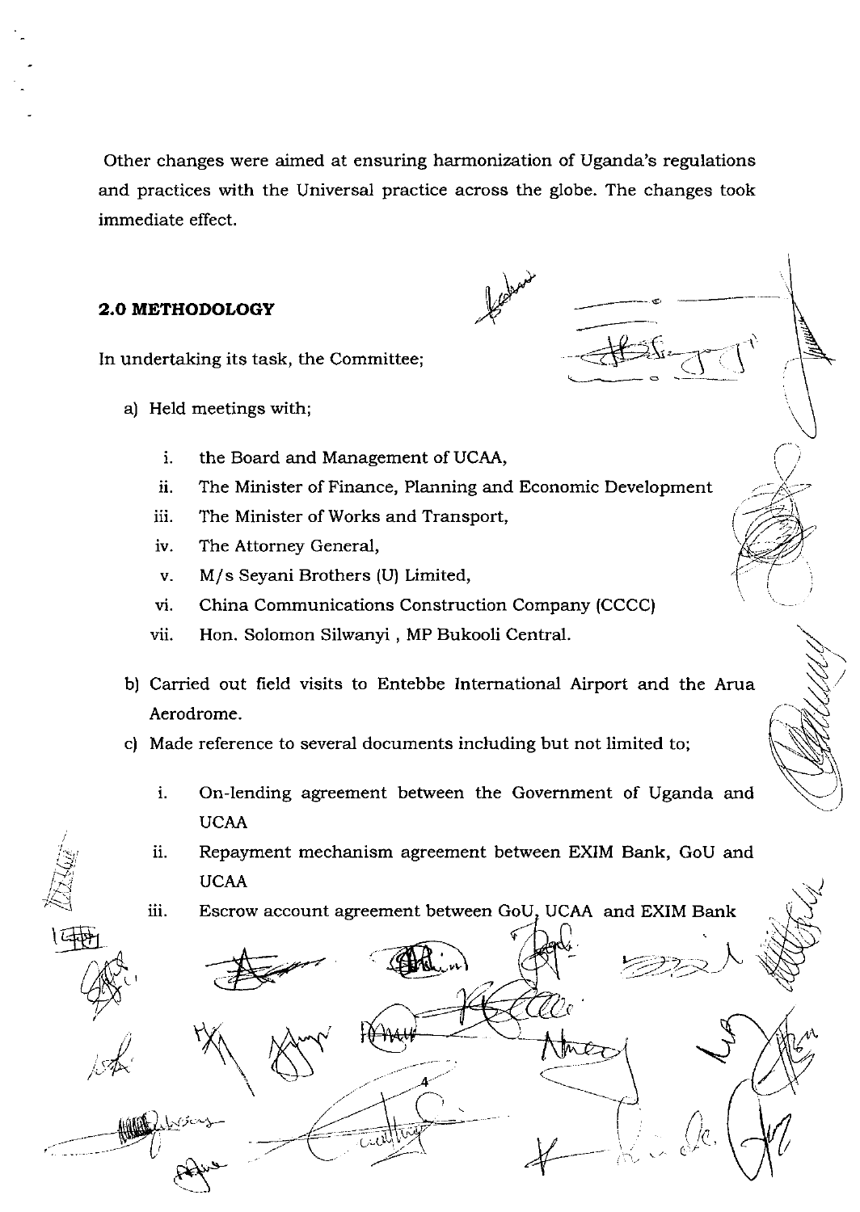Other changes were aimed at ensuring harmonization of Uganda's regulations and practices with the Universal practice across the globe. The changes took immediate effect.

## 2.0 METHODOLOGY

In undertaking its task, the Committee;

a) Held meetings with;

   i. the Board and Management of UCAA,
   ii. The Minister of Finance, Planning and Economic Development
   iii. The Minister of Works and Transport,
   iv. The Attorney General,
   v. M/s Seyani Brothers (U) Limited,
   vi. China Communications Construction Company (CCCC)
   vii. Hon. Solomon Silwanyi , MP Bukooli Central.

b) Carried out field visits to Entebbe International Airport and the Arua Aerodrome.

c) Made reference to several documents including but not limited to;

   i. On-lending agreement between the Government of Uganda and UCAA
   ii. Repayment mechanism agreement between EXIM Bank, GoU and UCAA
   iii. Escrow account agreement between GoU, UCAA and EXIM Bank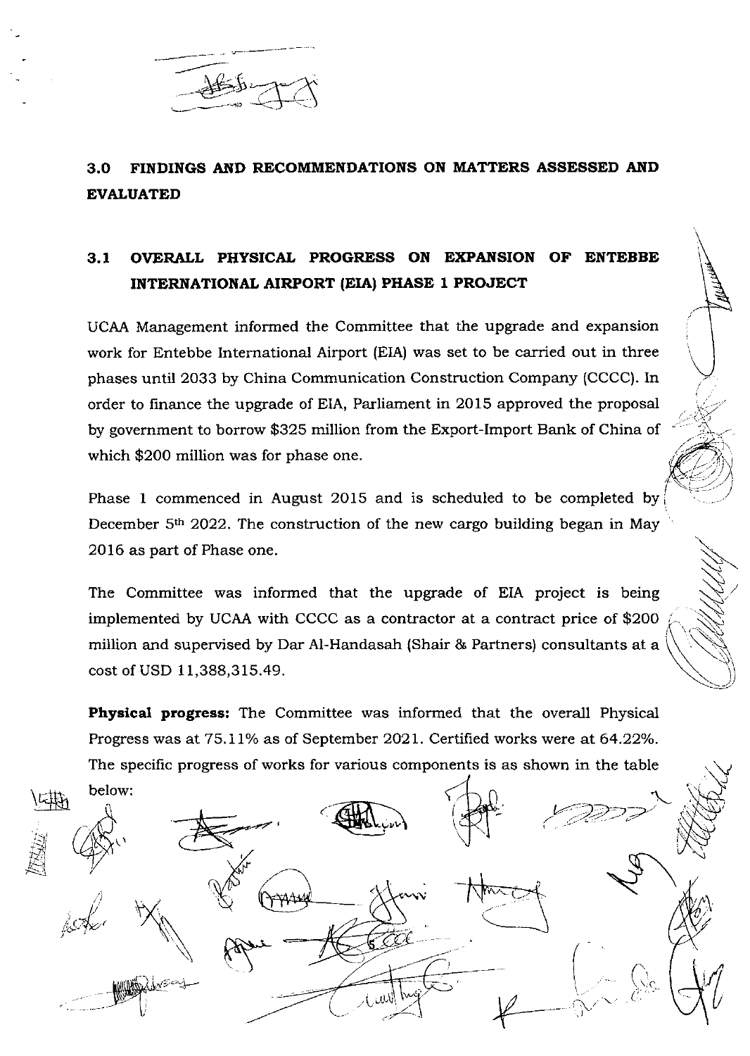## 3.0 FINDINGS AND RECOMMENDATIONS ON MATTERS ASSESSED AND EVALUATED

### 3.1 OVERALL PHYSICAL PROGRESS ON EXPANSION OF ENTEBBE INTERNATIONAL AIRPORT (EIA) PHASE 1 PROJECT

UCAA Management informed the Committee that the upgrade and expansion work for Entebbe International Airport (EIA) was set to be carried out in three phases until 2033 by China Communication Construction Company (CCCC). In order to finance the upgrade of EIA, Parliament in 2015 approved the proposal by government to borrow \$325 million from the Export-Import Bank of China of which \$200 million was for phase one.

Phase 1 commenced in August 2015 and is scheduled to be completed by December 5th 2022. The construction of the new cargo building began in May 2016 as part of Phase one.

The Committee was informed that the upgrade of EIA project is being implemented by UCAA with CCCC as a contractor at a contract price of \$200 million and supervised by Dar Al-Handasah (Shair & Partners) consultants at a cost of USD 11,388,315.49.

**Physical progress:** The Committee was informed that the overall Physical Progress was at 75.11% as of September 2021. Certified works were at 64.22%. The specific progress of works for various components is as shown in the table below: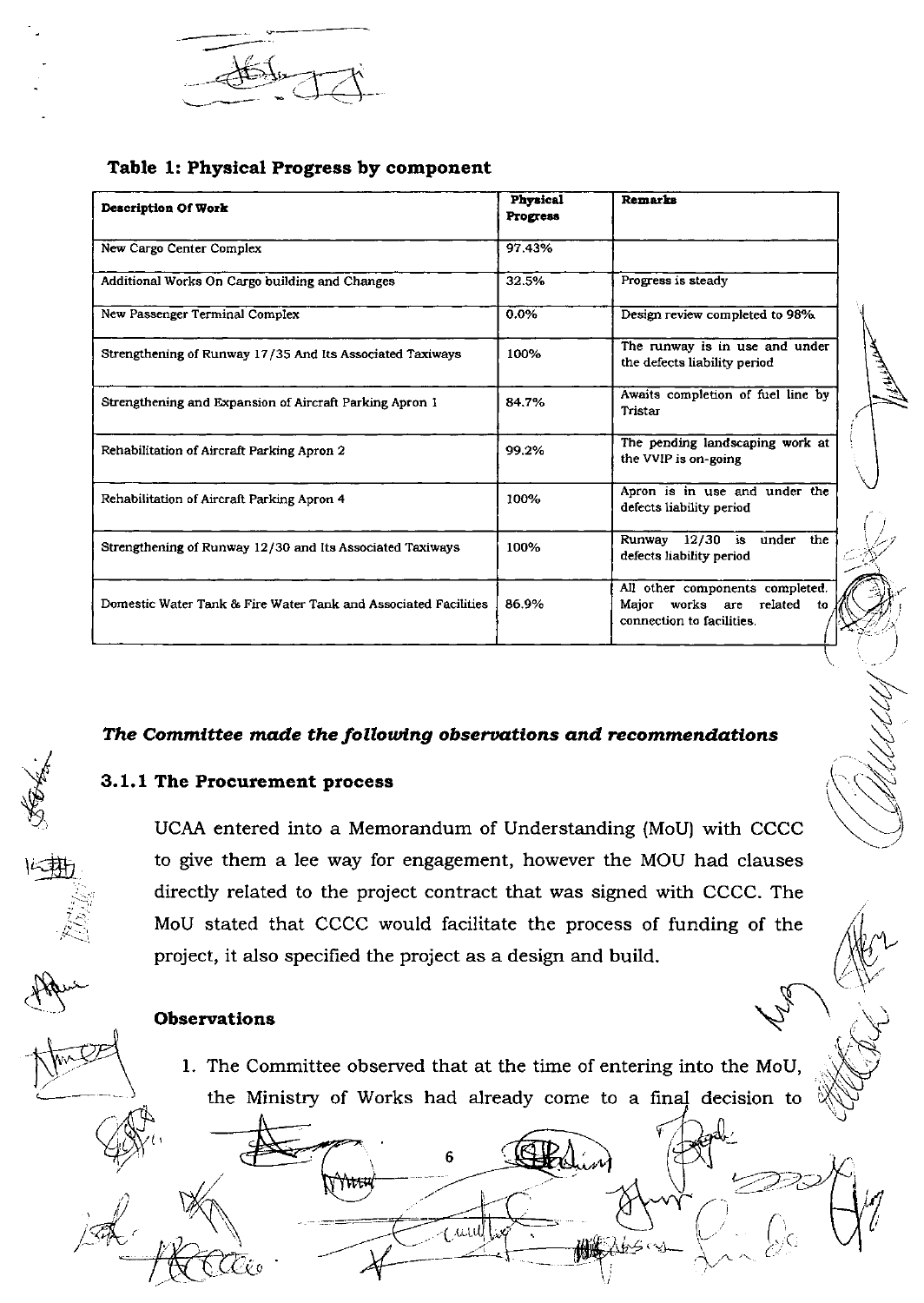**Table 1: Physical Progress by component**

| Description Of Work | Physical Progress | Remarks |
|---|---|---|
| New Cargo Center Complex | 97.43% | |
| Additional Works On Cargo building and Changes | 32.5% | Progress is steady |
| New Passenger Terminal Complex | 0.0% | Design review completed to 98% |
| Strengthening of Runway 17/35 And Its Associated Taxiways | 100% | The runway is in use and under the defects liability period |
| Strengthening and Expansion of Aircraft Parking Apron 1 | 84.7% | Awaits completion of fuel line by Tristar |
| Rehabilitation of Aircraft Parking Apron 2 | 99.2% | The pending landscaping work at the VVIP is on-going |
| Rehabilitation of Aircraft Parking Apron 4 | 100% | Apron is in use and under the defects liability period |
| Strengthening of Runway 12/30 and Its Associated Taxiways | 100% | Runway 12/30 is under the defects liability period |
| Domestic Water Tank & Fire Water Tank and Associated Facilities | 86.9% | All other components completed. Major works are related to connection to facilities. |

***The Committee made the following observations and recommendations***

### 3.1.1 The Procurement process

UCAA entered into a Memorandum of Understanding (MoU) with CCCC to give them a lee way for engagement, however the MOU had clauses directly related to the project contract that was signed with CCCC. The MoU stated that CCCC would facilitate the process of funding of the project, it also specified the project as a design and build.

**Observations**

1. The Committee observed that at the time of entering into the MoU, the Ministry of Works had already come to a final decision to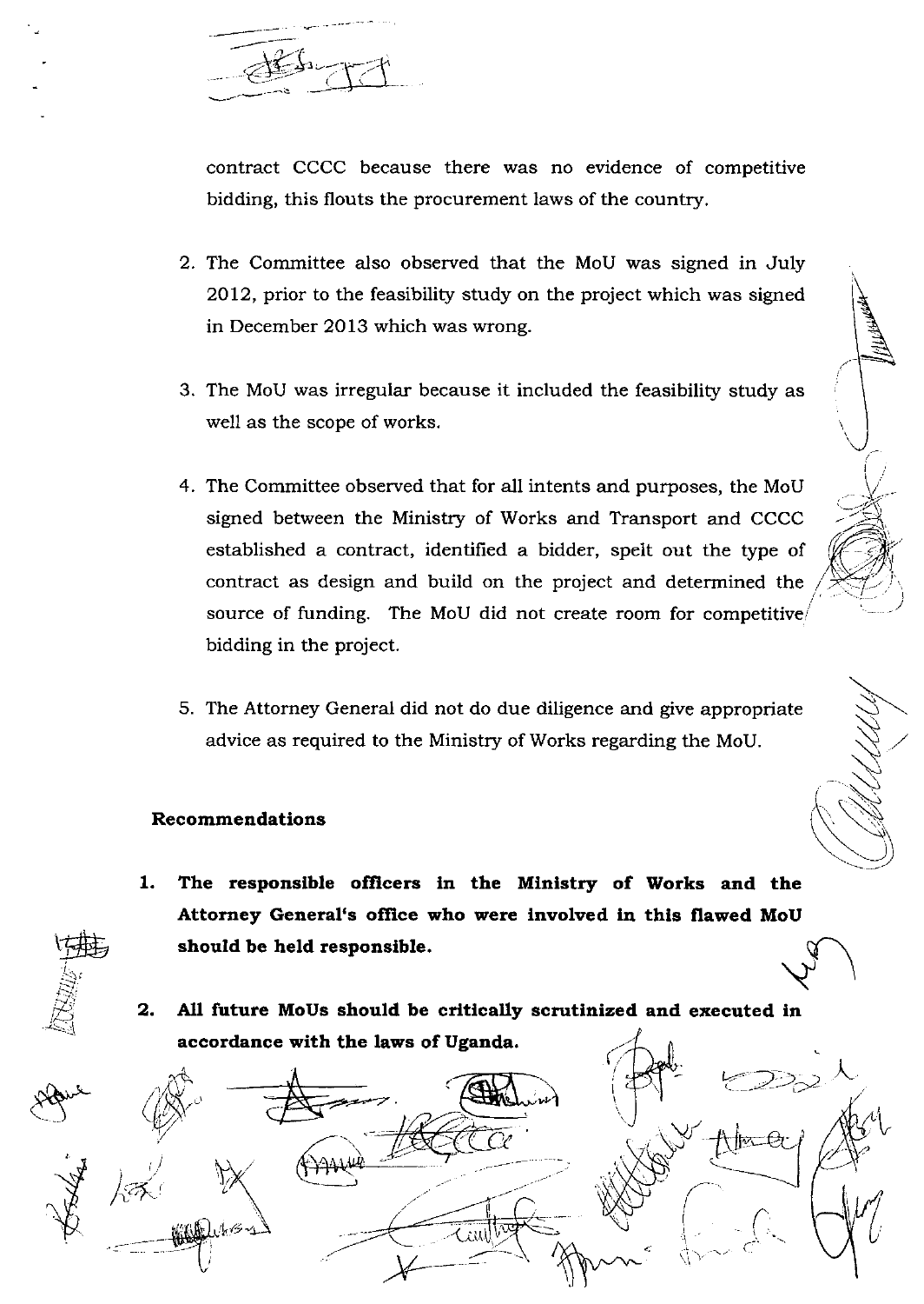contract CCCC because there was no evidence of competitive bidding, this flouts the procurement laws of the country.

2. The Committee also observed that the MoU was signed in July 2012, prior to the feasibility study on the project which was signed in December 2013 which was wrong.

3. The MoU was irregular because it included the feasibility study as well as the scope of works.

4. The Committee observed that for all intents and purposes, the MoU signed between the Ministry of Works and Transport and CCCC established a contract, identified a bidder, spelt out the type of contract as design and build on the project and determined the source of funding. The MoU did not create room for competitive bidding in the project.

5. The Attorney General did not do due diligence and give appropriate advice as required to the Ministry of Works regarding the MoU.

**Recommendations**

1. **The responsible officers in the Ministry of Works and the Attorney General's office who were involved in this flawed MoU should be held responsible.**

2. **All future MoUs should be critically scrutinized and executed in accordance with the laws of Uganda.**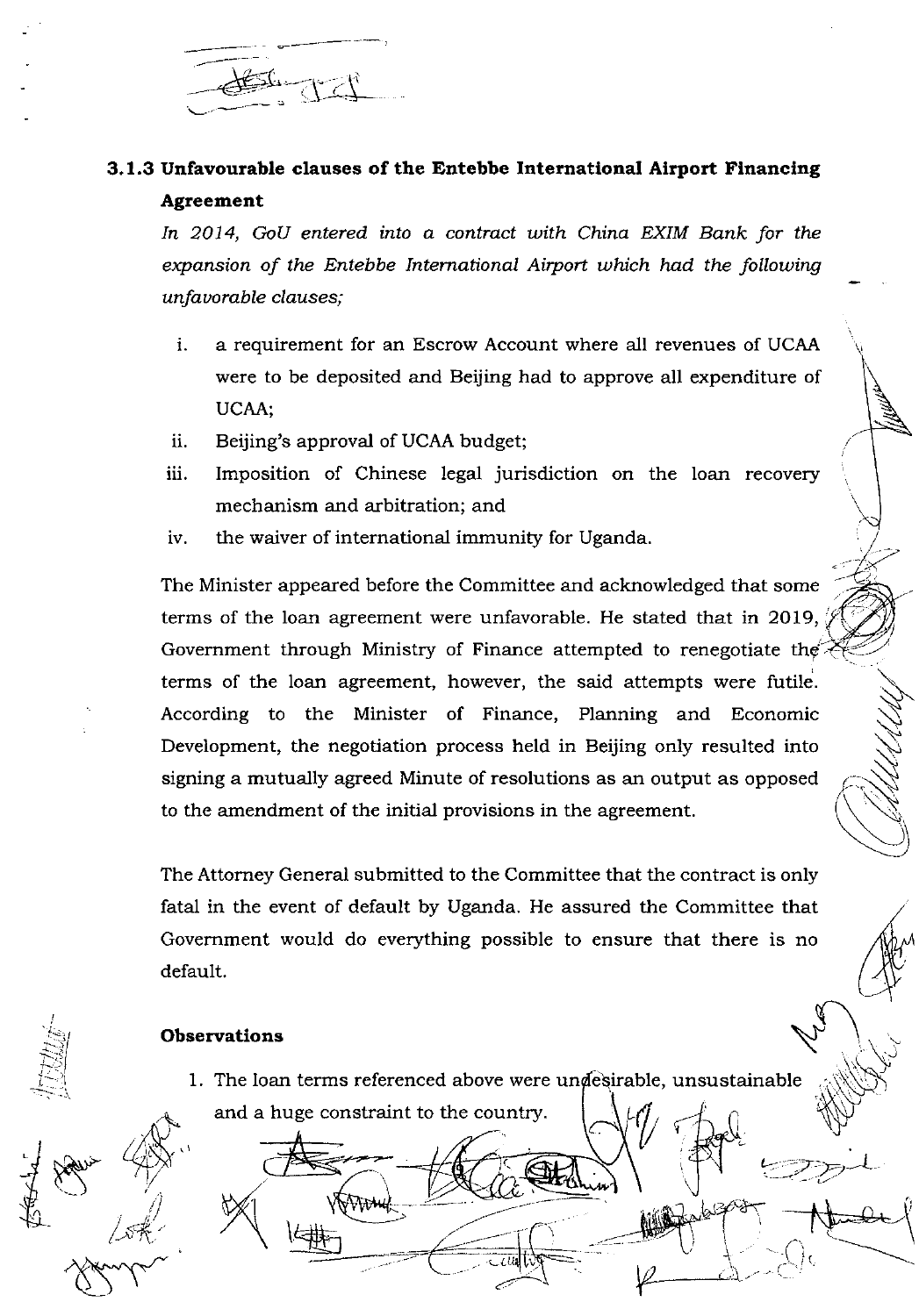### 3.1.3 Unfavourable clauses of the Entebbe International Airport Financing Agreement

*In 2014, GoU entered into a contract with China EXIM Bank for the expansion of the Entebbe International Airport which had the following unfavorable clauses;*

i. a requirement for an Escrow Account where all revenues of UCAA were to be deposited and Beijing had to approve all expenditure of UCAA;
ii. Beijing's approval of UCAA budget;
iii. Imposition of Chinese legal jurisdiction on the loan recovery mechanism and arbitration; and
iv. the waiver of international immunity for Uganda.

The Minister appeared before the Committee and acknowledged that some terms of the loan agreement were unfavorable. He stated that in 2019, Government through Ministry of Finance attempted to renegotiate the terms of the loan agreement, however, the said attempts were futile. According to the Minister of Finance, Planning and Economic Development, the negotiation process held in Beijing only resulted into signing a mutually agreed Minute of resolutions as an output as opposed to the amendment of the initial provisions in the agreement.

The Attorney General submitted to the Committee that the contract is only fatal in the event of default by Uganda. He assured the Committee that Government would do everything possible to ensure that there is no default.

#### Observations

1. The loan terms referenced above were undesirable, unsustainable and a huge constraint to the country.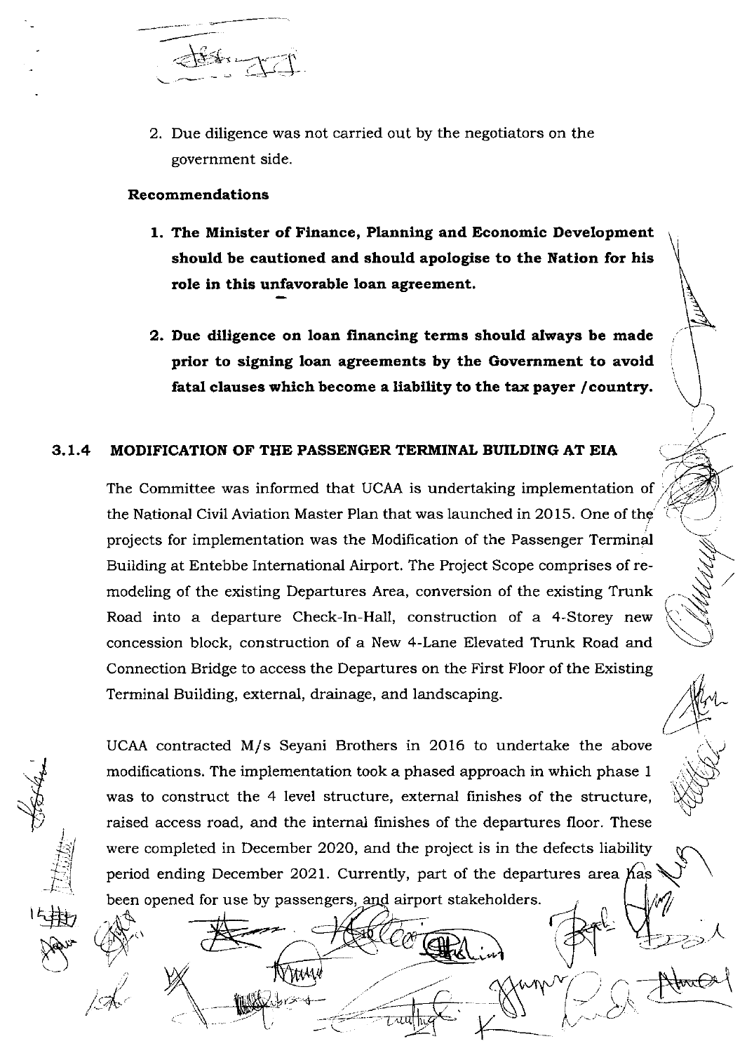2. Due diligence was not carried out by the negotiators on the government side.

**Recommendations**

1. **The Minister of Finance, Planning and Economic Development should be cautioned and should apologise to the Nation for his role in this unfavorable loan agreement.**

2. **Due diligence on loan financing terms should always be made prior to signing loan agreements by the Government to avoid fatal clauses which become a liability to the tax payer /country.**

### 3.1.4 MODIFICATION OF THE PASSENGER TERMINAL BUILDING AT EIA

The Committee was informed that UCAA is undertaking implementation of the National Civil Aviation Master Plan that was launched in 2015. One of the projects for implementation was the Modification of the Passenger Terminal Building at Entebbe International Airport. The Project Scope comprises of re-modeling of the existing Departures Area, conversion of the existing Trunk Road into a departure Check-In-Hall, construction of a 4-Storey new concession block, construction of a New 4-Lane Elevated Trunk Road and Connection Bridge to access the Departures on the First Floor of the Existing Terminal Building, external, drainage, and landscaping.

UCAA contracted M/s Seyani Brothers in 2016 to undertake the above modifications. The implementation took a phased approach in which phase 1 was to construct the 4 level structure, external finishes of the structure, raised access road, and the internal finishes of the departures floor. These were completed in December 2020, and the project is in the defects liability period ending December 2021. Currently, part of the departures area has been opened for use by passengers, and airport stakeholders.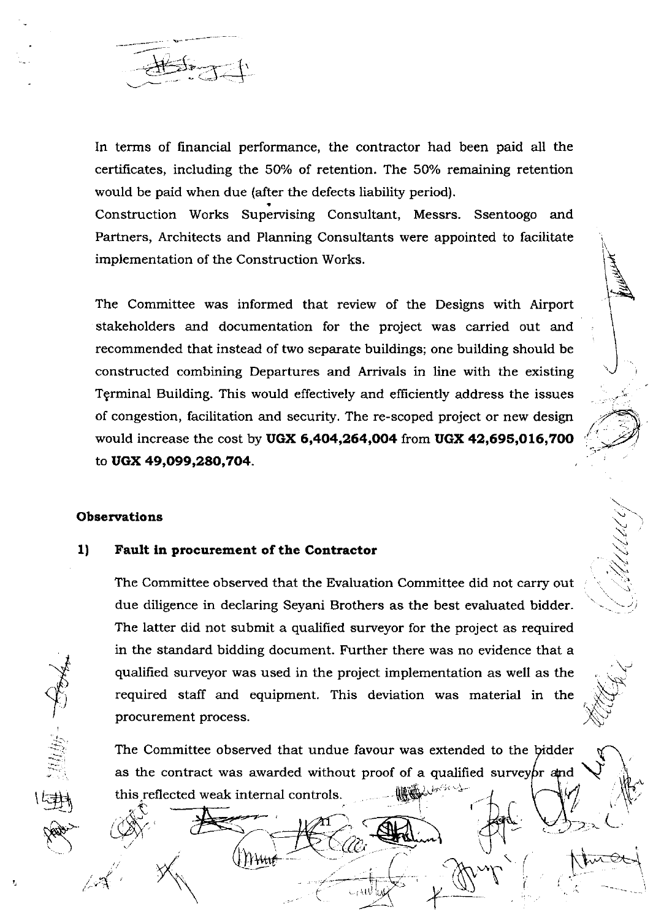In terms of financial performance, the contractor had been paid all the certificates, including the 50% of retention. The 50% remaining retention would be paid when due (after the defects liability period).

Construction Works Supervising Consultant, Messrs. Ssentoogo and Partners, Architects and Planning Consultants were appointed to facilitate implementation of the Construction Works.

The Committee was informed that review of the Designs with Airport stakeholders and documentation for the project was carried out and recommended that instead of two separate buildings; one building should be constructed combining Departures and Arrivals in line with the existing Terminal Building. This would effectively and efficiently address the issues of congestion, facilitation and security. The re-scoped project or new design would increase the cost by **UGX 6,404,264,004** from **UGX 42,695,016,700** to **UGX 49,099,280,704**.

**Observations**

**1) Fault in procurement of the Contractor**

The Committee observed that the Evaluation Committee did not carry out due diligence in declaring Seyani Brothers as the best evaluated bidder. The latter did not submit a qualified surveyor for the project as required in the standard bidding document. Further there was no evidence that a qualified surveyor was used in the project implementation as well as the required staff and equipment. This deviation was material in the procurement process.

The Committee observed that undue favour was extended to the bidder as the contract was awarded without proof of a qualified surveyor and this reflected weak internal controls.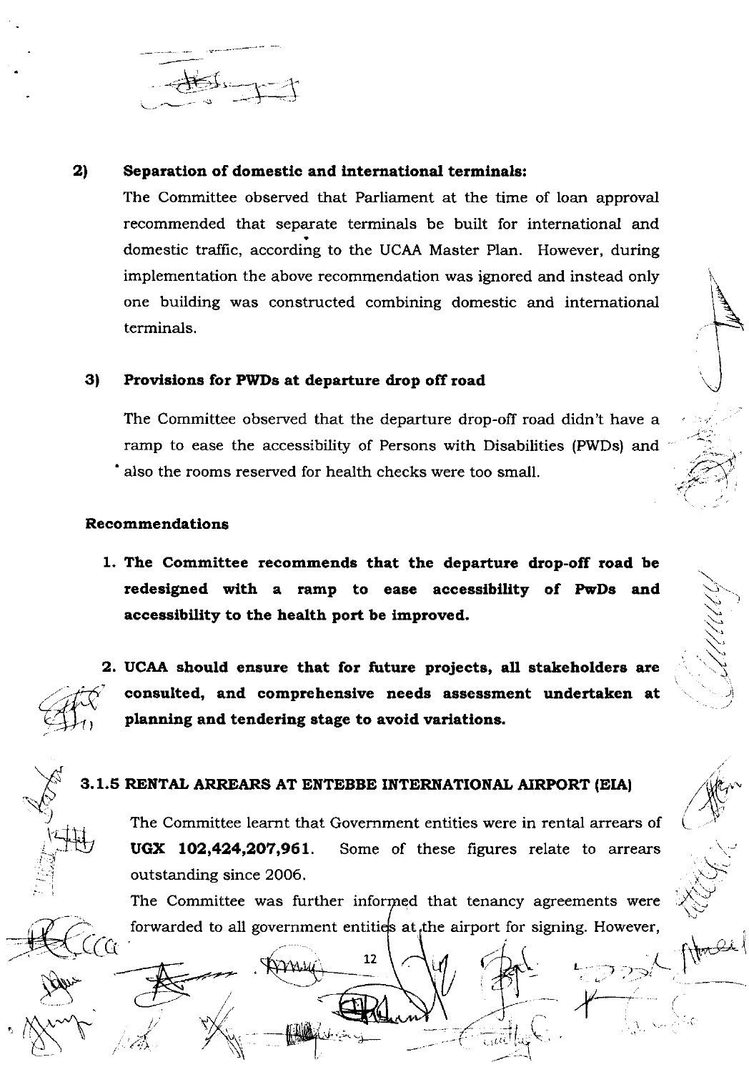**2) Separation of domestic and international terminals:**

The Committee observed that Parliament at the time of loan approval recommended that separate terminals be built for international and domestic traffic, according to the UCAA Master Plan. However, during implementation the above recommendation was ignored and instead only one building was constructed combining domestic and international terminals.

**3) Provisions for PWDs at departure drop off road**

The Committee observed that the departure drop-off road didn't have a ramp to ease the accessibility of Persons with Disabilities (PWDs) and also the rooms reserved for health checks were too small.

**Recommendations**

1. **The Committee recommends that the departure drop-off road be redesigned with a ramp to ease accessibility of PwDs and accessibility to the health port be improved.**

2. **UCAA should ensure that for future projects, all stakeholders are consulted, and comprehensive needs assessment undertaken at planning and tendering stage to avoid variations.**

### 3.1.5 RENTAL ARREARS AT ENTEBBE INTERNATIONAL AIRPORT (EIA)

The Committee learnt that Government entities were in rental arrears of **UGX 102,424,207,961**. Some of these figures relate to arrears outstanding since 2006.

The Committee was further informed that tenancy agreements were forwarded to all government entities at the airport for signing. However,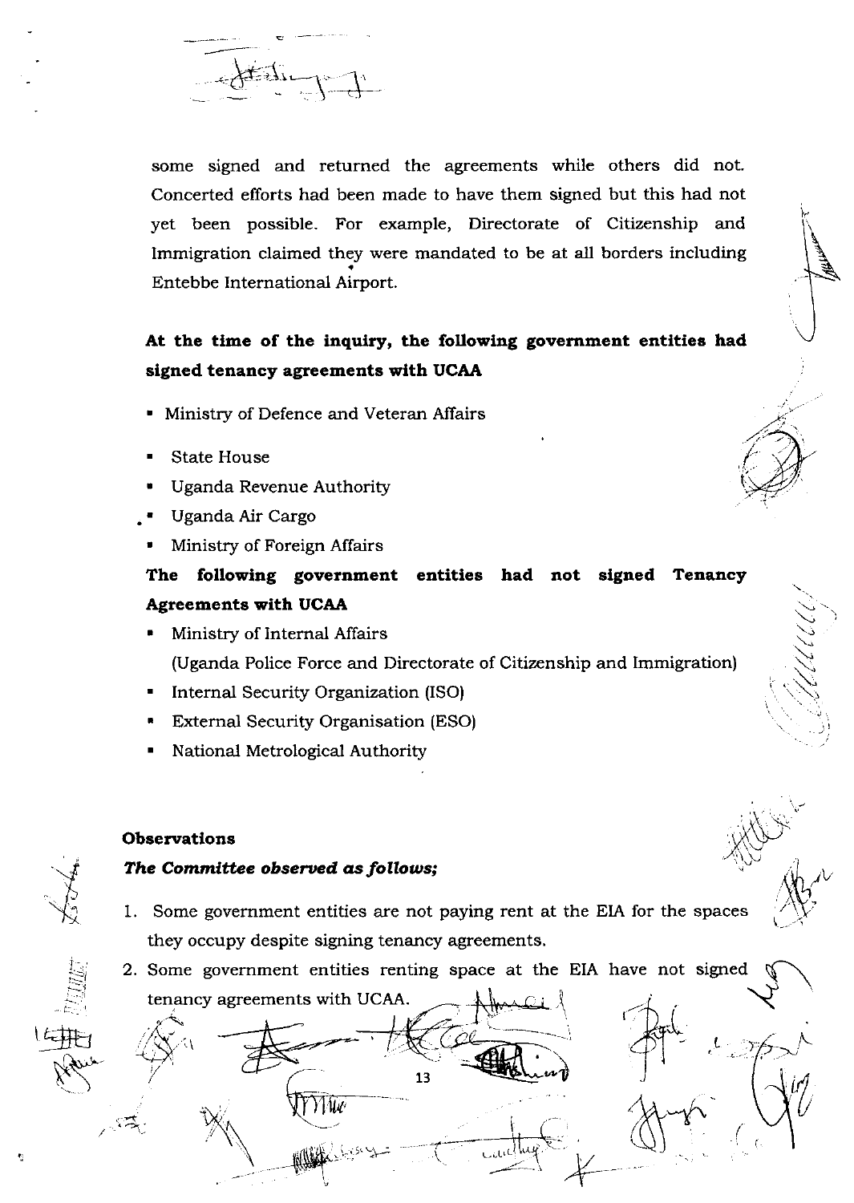some signed and returned the agreements while others did not. Concerted efforts had been made to have them signed but this had not yet been possible. For example, Directorate of Citizenship and Immigration claimed they were mandated to be at all borders including Entebbe International Airport.

**At the time of the inquiry, the following government entities had signed tenancy agreements with UCAA**

- Ministry of Defence and Veteran Affairs
- State House
- Uganda Revenue Authority
- Uganda Air Cargo
- Ministry of Foreign Affairs

**The following government entities had not signed Tenancy Agreements with UCAA**

- Ministry of Internal Affairs
  (Uganda Police Force and Directorate of Citizenship and Immigration)
- Internal Security Organization (ISO)
- External Security Organisation (ESO)
- National Metrological Authority

**Observations**

***The Committee observed as follows;***

1. Some government entities are not paying rent at the EIA for the spaces they occupy despite signing tenancy agreements.
2. Some government entities renting space at the EIA have not signed tenancy agreements with UCAA.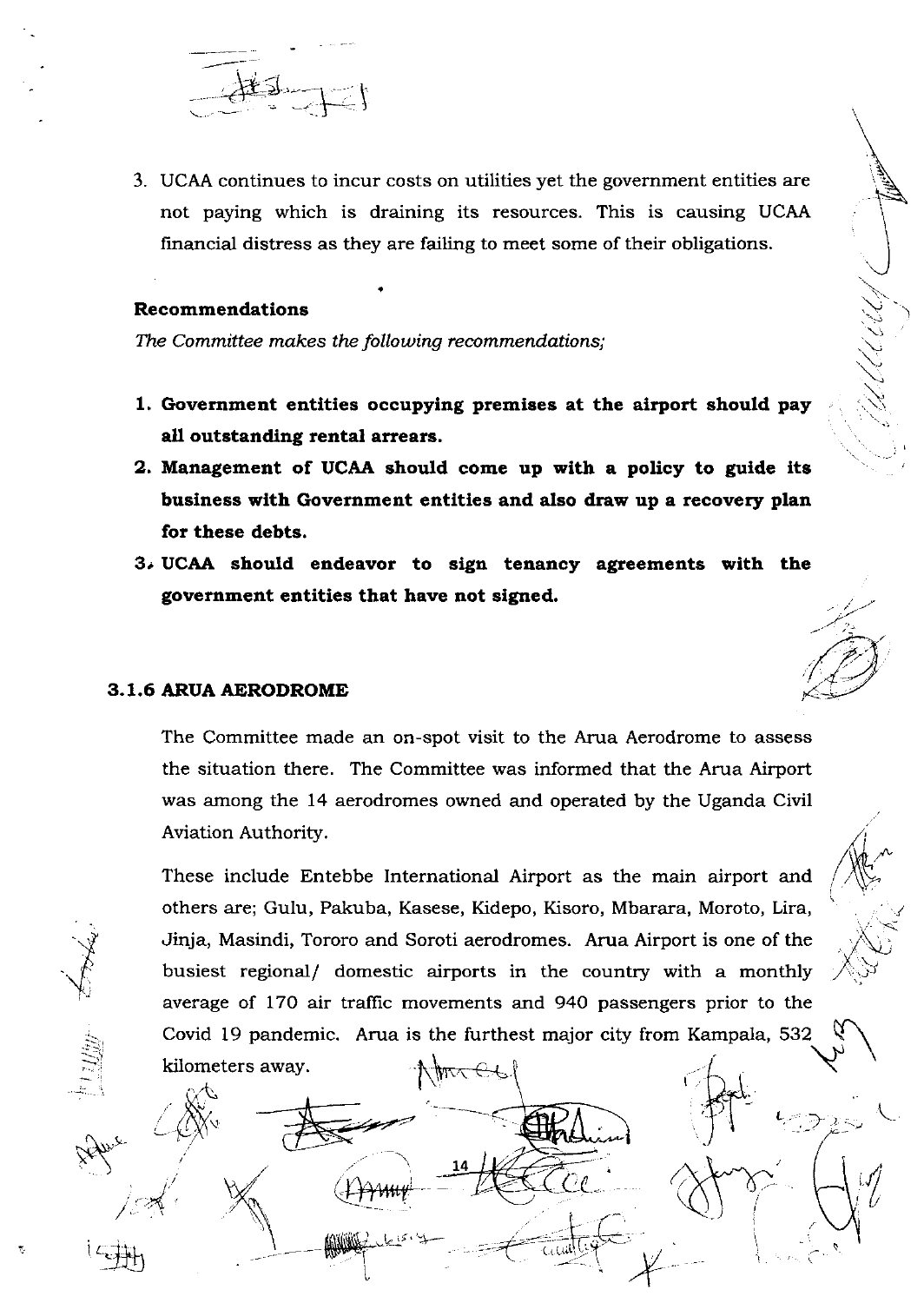3. UCAA continues to incur costs on utilities yet the government entities are not paying which is draining its resources. This is causing UCAA financial distress as they are failing to meet some of their obligations.

**Recommendations**

*The Committee makes the following recommendations;*

1. **Government entities occupying premises at the airport should pay all outstanding rental arrears.**
2. **Management of UCAA should come up with a policy to guide its business with Government entities and also draw up a recovery plan for these debts.**
3. **UCAA should endeavor to sign tenancy agreements with the government entities that have not signed.**

### 3.1.6 ARUA AERODROME

The Committee made an on-spot visit to the Arua Aerodrome to assess the situation there. The Committee was informed that the Arua Airport was among the 14 aerodromes owned and operated by the Uganda Civil Aviation Authority.

These include Entebbe International Airport as the main airport and others are; Gulu, Pakuba, Kasese, Kidepo, Kisoro, Mbarara, Moroto, Lira, Jinja, Masindi, Tororo and Soroti aerodromes. Arua Airport is one of the busiest regional/ domestic airports in the country with a monthly average of 170 air traffic movements and 940 passengers prior to the Covid 19 pandemic. Arua is the furthest major city from Kampala, 532 kilometers away.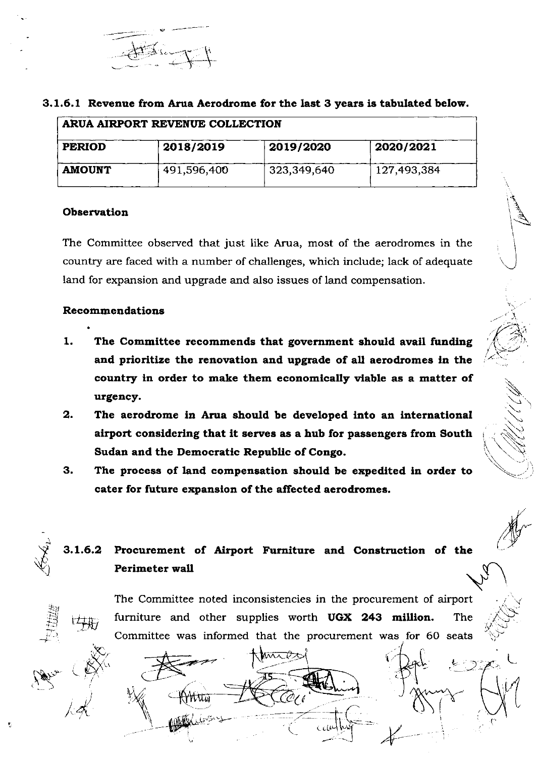### 3.1.6.1 Revenue from Arua Aerodrome for the last 3 years is tabulated below.

| ARUA AIRPORT REVENUE COLLECTION | | | |
|---|---|---|---|
| **PERIOD** | **2018/2019** | **2019/2020** | **2020/2021** |
| **AMOUNT** | 491,596,400 | 323,349,640 | 127,493,384 |

**Observation**

The Committee observed that just like Arua, most of the aerodromes in the country are faced with a number of challenges, which include; lack of adequate land for expansion and upgrade and also issues of land compensation.

**Recommendations**

1. **The Committee recommends that government should avail funding and prioritize the renovation and upgrade of all aerodromes in the country in order to make them economically viable as a matter of urgency.**
2. **The aerodrome in Arua should be developed into an international airport considering that it serves as a hub for passengers from South Sudan and the Democratic Republic of Congo.**
3. **The process of land compensation should be expedited in order to cater for future expansion of the affected aerodromes.**

### 3.1.6.2 Procurement of Airport Furniture and Construction of the Perimeter wall

The Committee noted inconsistencies in the procurement of airport furniture and other supplies worth **UGX 243 million.** The Committee was informed that the procurement was for 60 seats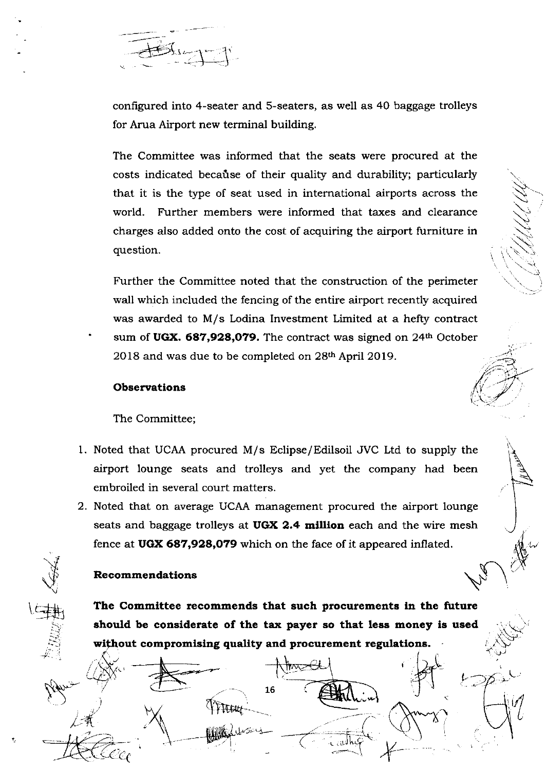configured into 4-seater and 5-seaters, as well as 40 baggage trolleys for Arua Airport new terminal building.

The Committee was informed that the seats were procured at the costs indicated because of their quality and durability; particularly that it is the type of seat used in international airports across the world. Further members were informed that taxes and clearance charges also added onto the cost of acquiring the airport furniture in question.

Further the Committee noted that the construction of the perimeter wall which included the fencing of the entire airport recently acquired was awarded to M/s Lodina Investment Limited at a hefty contract sum of **UGX. 687,928,079.** The contract was signed on 24th October 2018 and was due to be completed on 28th April 2019.

#### Observations

The Committee;

1. Noted that UCAA procured M/s Eclipse/Edilsoil JVC Ltd to supply the airport lounge seats and trolleys and yet the company had been embroiled in several court matters.
2. Noted that on average UCAA management procured the airport lounge seats and baggage trolleys at **UGX 2.4 million** each and the wire mesh fence at **UGX 687,928,079** which on the face of it appeared inflated.

#### Recommendations

**The Committee recommends that such procurements in the future should be considerate of the tax payer so that less money is used without compromising quality and procurement regulations.**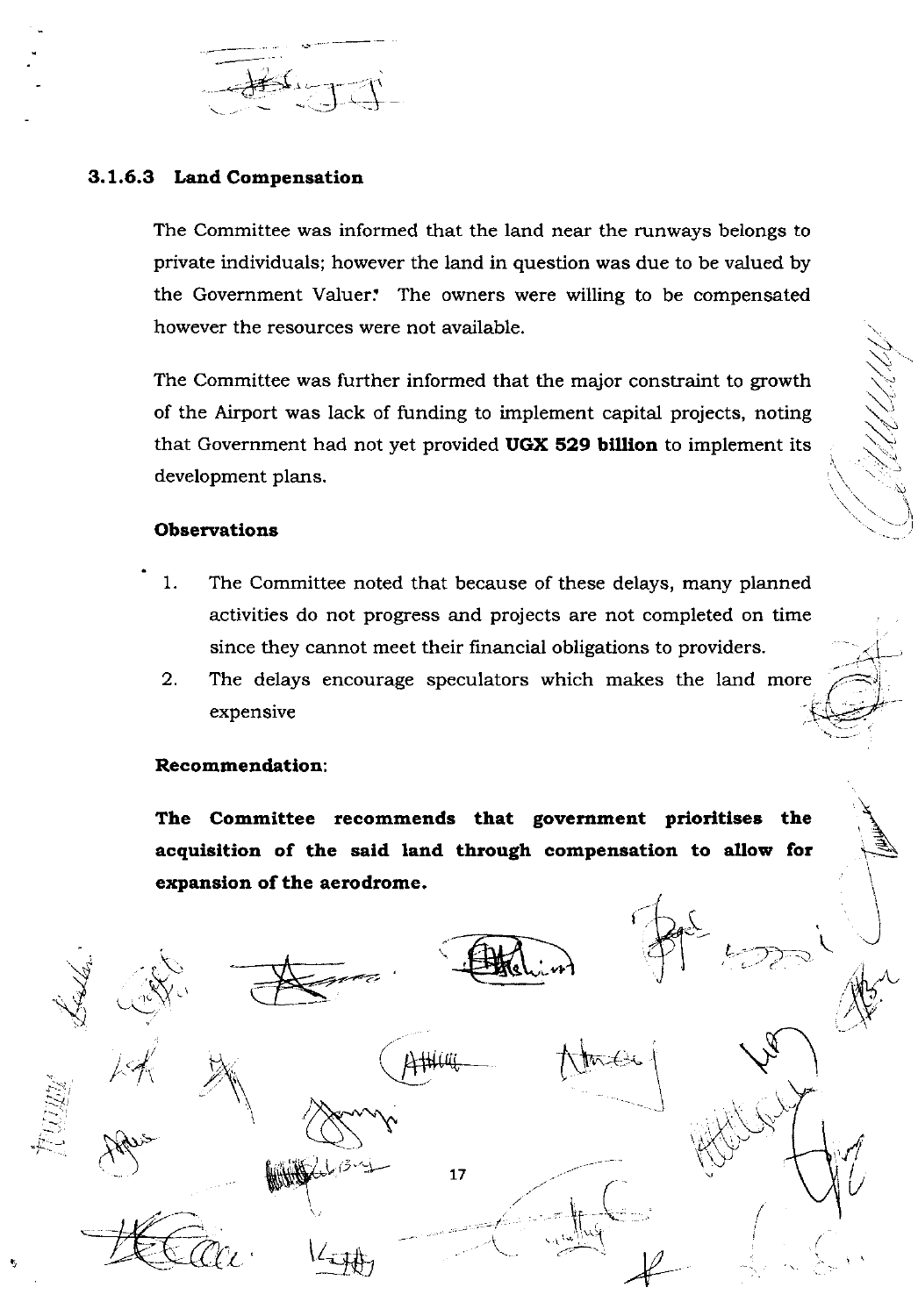### 3.1.6.3 Land Compensation

The Committee was informed that the land near the runways belongs to private individuals; however the land in question was due to be valued by the Government Valuer. The owners were willing to be compensated however the resources were not available.

The Committee was further informed that the major constraint to growth of the Airport was lack of funding to implement capital projects, noting that Government had not yet provided **UGX 529 billion** to implement its development plans.

**Observations**

1. The Committee noted that because of these delays, many planned activities do not progress and projects are not completed on time since they cannot meet their financial obligations to providers.
2. The delays encourage speculators which makes the land more expensive

**Recommendation**:

**The Committee recommends that government prioritises the acquisition of the said land through compensation to allow for expansion of the aerodrome.**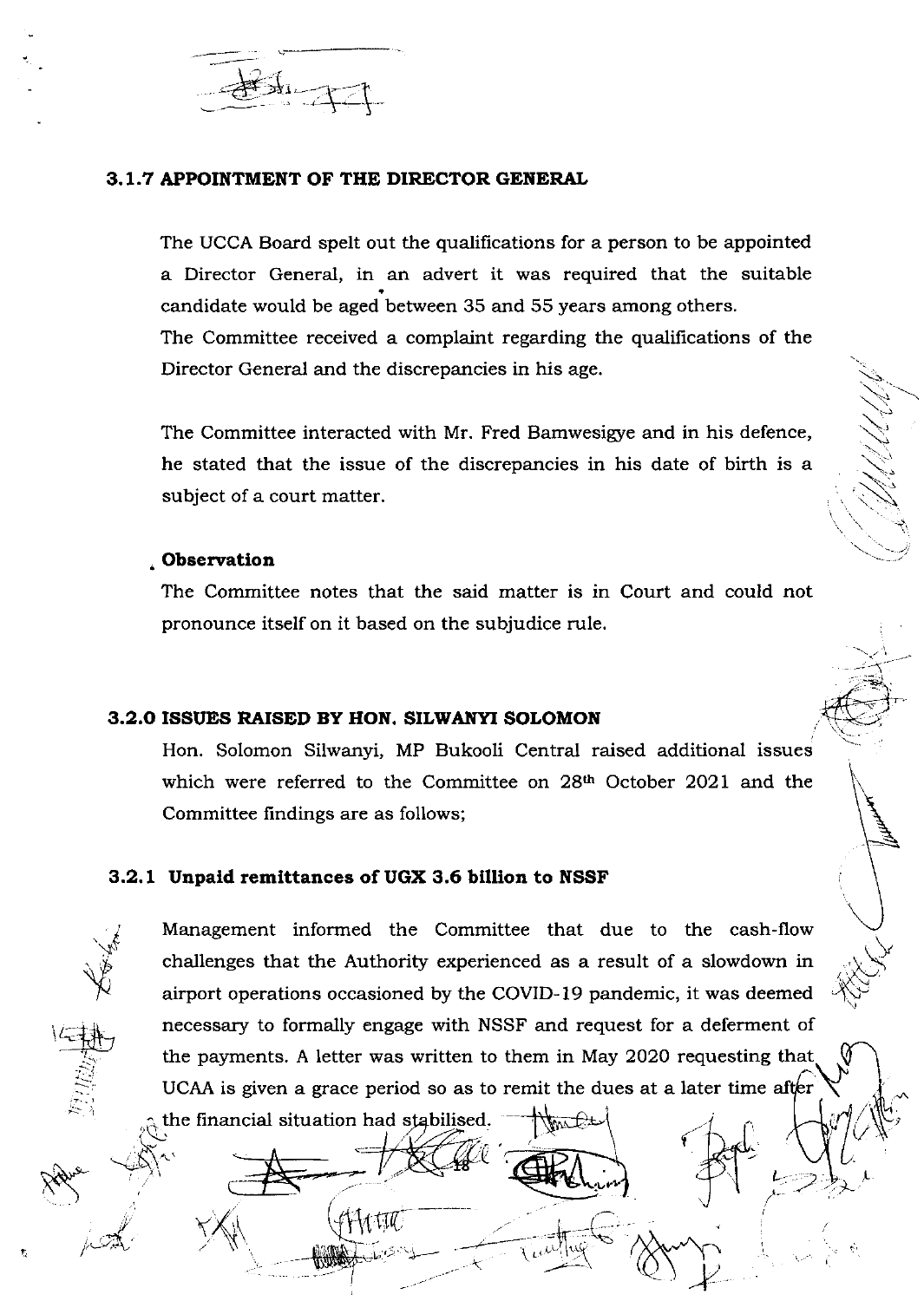### 3.1.7 APPOINTMENT OF THE DIRECTOR GENERAL

The UCCA Board spelt out the qualifications for a person to be appointed a Director General, in an advert it was required that the suitable candidate would be aged between 35 and 55 years among others.
The Committee received a complaint regarding the qualifications of the Director General and the discrepancies in his age.

The Committee interacted with Mr. Fred Bamwesigye and in his defence, he stated that the issue of the discrepancies in his date of birth is a subject of a court matter.

**Observation**

The Committee notes that the said matter is in Court and could not pronounce itself on it based on the subjudice rule.

### 3.2.0 ISSUES RAISED BY HON. SILWANYI SOLOMON

Hon. Solomon Silwanyi, MP Bukooli Central raised additional issues which were referred to the Committee on 28th October 2021 and the Committee findings are as follows;

### 3.2.1 Unpaid remittances of UGX 3.6 billion to NSSF

Management informed the Committee that due to the cash-flow challenges that the Authority experienced as a result of a slowdown in airport operations occasioned by the COVID-19 pandemic, it was deemed necessary to formally engage with NSSF and request for a deferment of the payments. A letter was written to them in May 2020 requesting that UCAA is given a grace period so as to remit the dues at a later time after the financial situation had stabilised.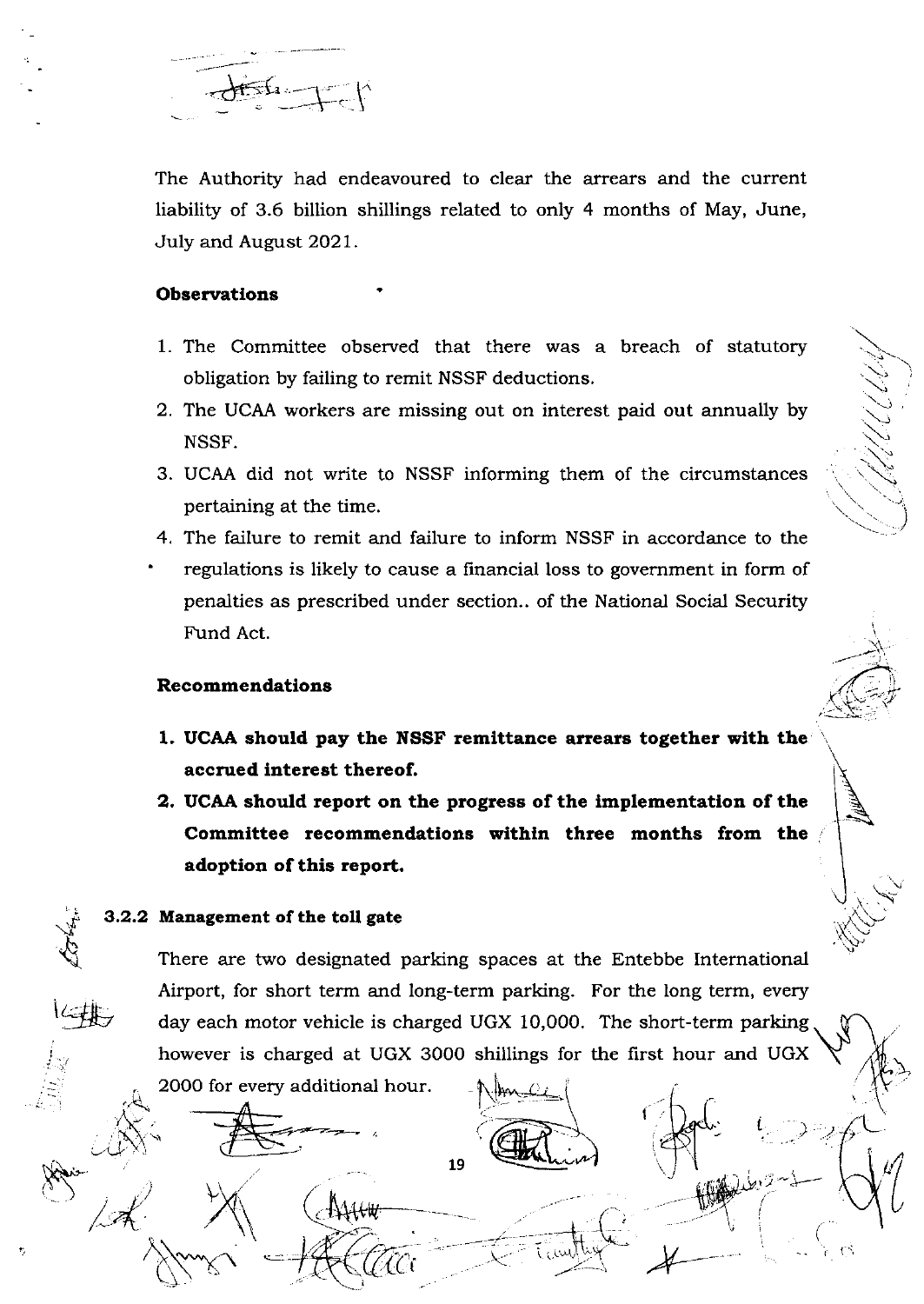The Authority had endeavoured to clear the arrears and the current liability of 3.6 billion shillings related to only 4 months of May, June, July and August 2021.

**Observations**

1. The Committee observed that there was a breach of statutory obligation by failing to remit NSSF deductions.
2. The UCAA workers are missing out on interest paid out annually by NSSF.
3. UCAA did not write to NSSF informing them of the circumstances pertaining at the time.
4. The failure to remit and failure to inform NSSF in accordance to the regulations is likely to cause a financial loss to government in form of penalties as prescribed under section.. of the National Social Security Fund Act.

**Recommendations**

1. **UCAA should pay the NSSF remittance arrears together with the accrued interest thereof.**
2. **UCAA should report on the progress of the implementation of the Committee recommendations within three months from the adoption of this report.**

### 3.2.2 Management of the toll gate

There are two designated parking spaces at the Entebbe International Airport, for short term and long-term parking. For the long term, every day each motor vehicle is charged UGX 10,000. The short-term parking however is charged at UGX 3000 shillings for the first hour and UGX 2000 for every additional hour.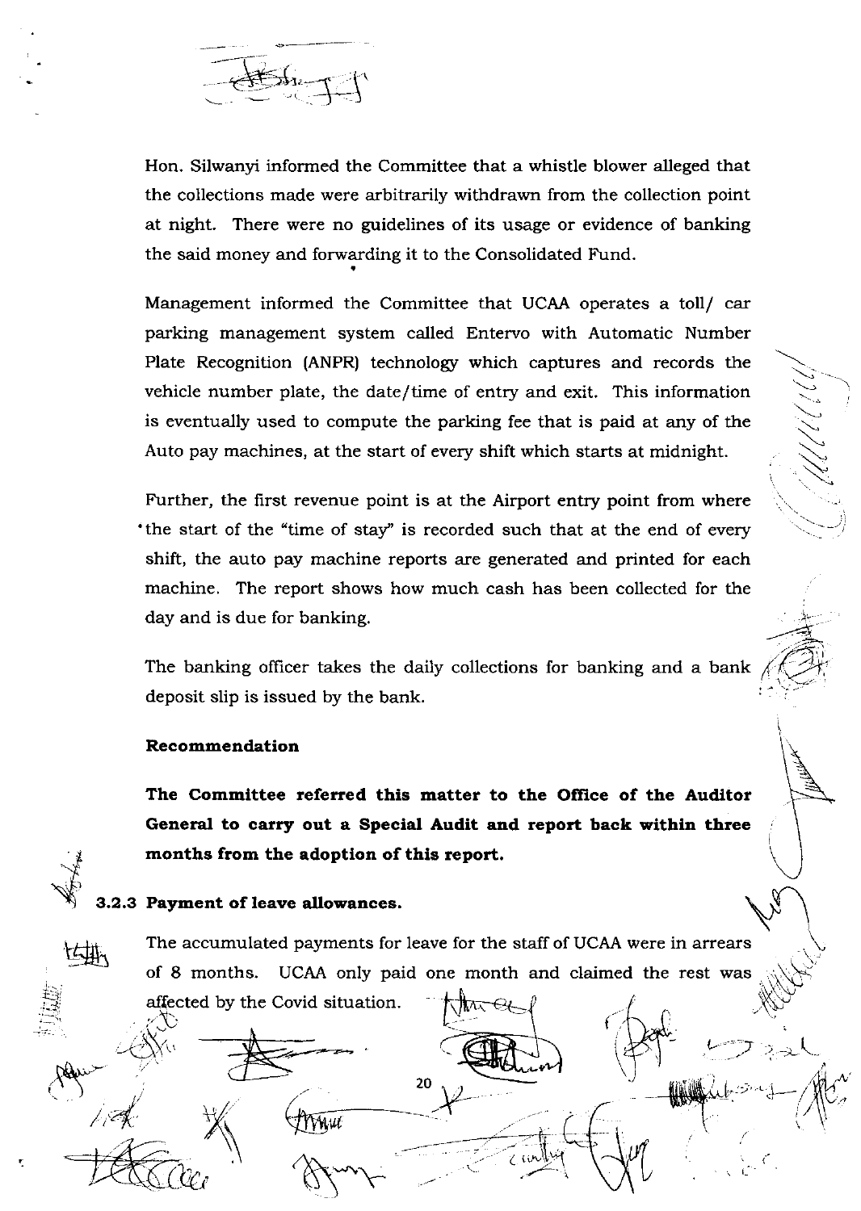Hon. Silwanyi informed the Committee that a whistle blower alleged that the collections made were arbitrarily withdrawn from the collection point at night. There were no guidelines of its usage or evidence of banking the said money and forwarding it to the Consolidated Fund.

Management informed the Committee that UCAA operates a toll/ car parking management system called Entervo with Automatic Number Plate Recognition (ANPR) technology which captures and records the vehicle number plate, the date/time of entry and exit. This information is eventually used to compute the parking fee that is paid at any of the Auto pay machines, at the start of every shift which starts at midnight.

Further, the first revenue point is at the Airport entry point from where the start of the "time of stay" is recorded such that at the end of every shift, the auto pay machine reports are generated and printed for each machine. The report shows how much cash has been collected for the day and is due for banking.

The banking officer takes the daily collections for banking and a bank deposit slip is issued by the bank.

**Recommendation**

**The Committee referred this matter to the Office of the Auditor General to carry out a Special Audit and report back within three months from the adoption of this report.**

### 3.2.3 Payment of leave allowances.

The accumulated payments for leave for the staff of UCAA were in arrears of 8 months. UCAA only paid one month and claimed the rest was affected by the Covid situation.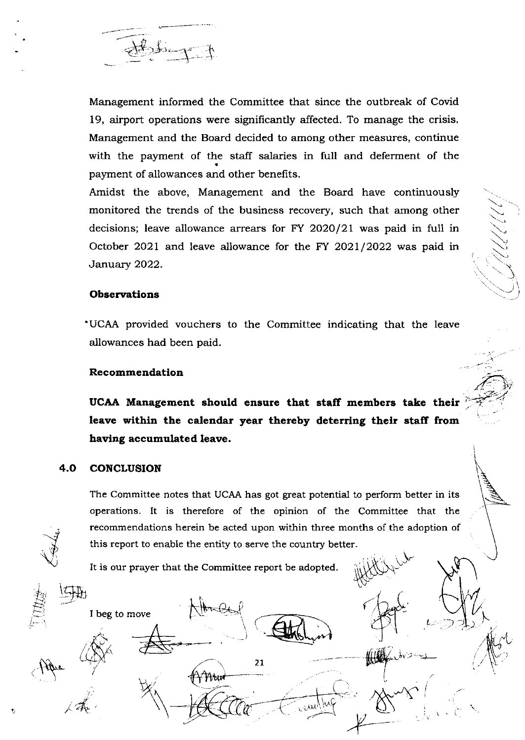Management informed the Committee that since the outbreak of Covid 19, airport operations were significantly affected. To manage the crisis. Management and the Board decided to among other measures, continue with the payment of the staff salaries in full and deferment of the payment of allowances and other benefits.

Amidst the above, Management and the Board have continuously monitored the trends of the business recovery, such that among other decisions; leave allowance arrears for FY 2020/21 was paid in full in October 2021 and leave allowance for the FY 2021/2022 was paid in January 2022.

### Observations

- UCAA provided vouchers to the Committee indicating that the leave allowances had been paid.

### Recommendation

**UCAA Management should ensure that staff members take their leave within the calendar year thereby deterring their staff from having accumulated leave.**

## 4.0 CONCLUSION

The Committee notes that UCAA has got great potential to perform better in its operations. It is therefore of the opinion of the Committee that the recommendations herein be acted upon within three months of the adoption of this report to enable the entity to serve the country better.

It is our prayer that the Committee report be adopted.

I beg to move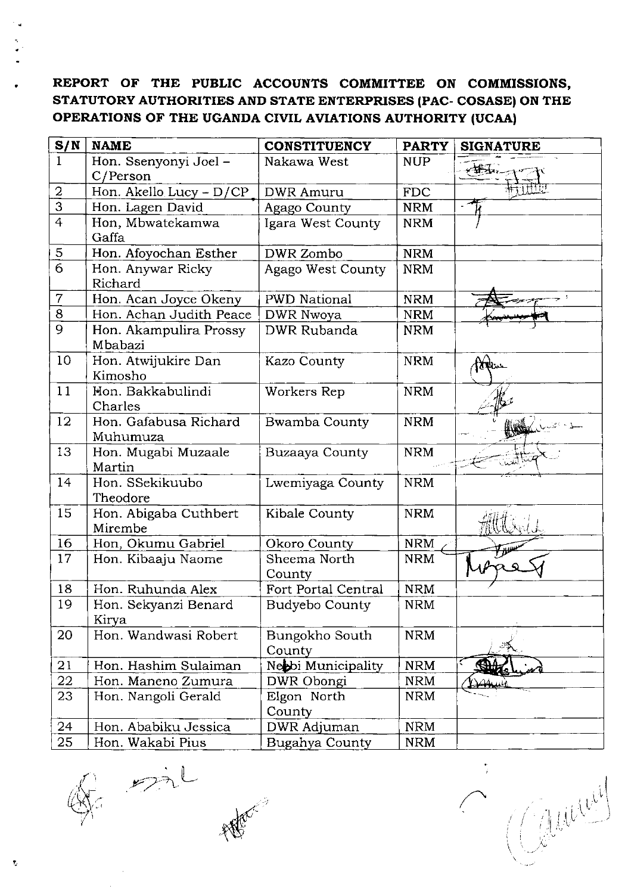**REPORT OF THE PUBLIC ACCOUNTS COMMITTEE ON COMMISSIONS, STATUTORY AUTHORITIES AND STATE ENTERPRISES (PAC- COSASE) ON THE OPERATIONS OF THE UGANDA CIVIL AVIATIONS AUTHORITY (UCAA)**

| S/N | NAME | CONSTITUENCY | PARTY | SIGNATURE |
|---|---|---|---|---|
| 1 | Hon. Ssenyonyi Joel – C/Person | Nakawa West | NUP | |
| 2 | Hon. Akello Lucy – D/CP | DWR Amuru | FDC | |
| 3 | Hon. Lagen David | Agago County | NRM | |
| 4 | Hon, Mbwatekamwa Gaffa | Igara West County | NRM | |
| 5 | Hon. Afoyochan Esther | DWR Zombo | NRM | |
| 6 | Hon. Anywar Ricky Richard | Agago West County | NRM | |
| 7 | Hon. Acan Joyce Okeny | PWD National | NRM | |
| 8 | Hon. Achan Judith Peace | DWR Nwoya | NRM | |
| 9 | Hon. Akampulira Prossy Mbabazi | DWR Rubanda | NRM | |
| 10 | Hon. Atwijukire Dan Kimosho | Kazo County | NRM | |
| 11 | Hon. Bakkabulindi Charles | Workers Rep | NRM | |
| 12 | Hon. Gafabusa Richard Muhumuza | Bwamba County | NRM | |
| 13 | Hon. Mugabi Muzaale Martin | Buzaaya County | NRM | |
| 14 | Hon. SSekikuubo Theodore | Lwemiyaga County | NRM | |
| 15 | Hon. Abigaba Cuthbert Mirembe | Kibale County | NRM | |
| 16 | Hon, Okumu Gabriel | Okoro County | NRM | |
| 17 | Hon. Kibaaju Naome | Sheema North County | NRM | |
| 18 | Hon. Ruhunda Alex | Fort Portal Central | NRM | |
| 19 | Hon. Sekyanzi Benard Kirya | Budyebo County | NRM | |
| 20 | Hon. Wandwasi Robert | Bungokho South County | NRM | |
| 21 | Hon. Hashim Sulaiman | Nebbi Municipality | NRM | |
| 22 | Hon. Maneno Zumura | DWR Obongi | NRM | |
| 23 | Hon. Nangoli Gerald | Elgon North County | NRM | |
| 24 | Hon. Ababiku Jessica | DWR Adjuman | NRM | |
| 25 | Hon. Wakabi Pius | Bugahya County | NRM | |